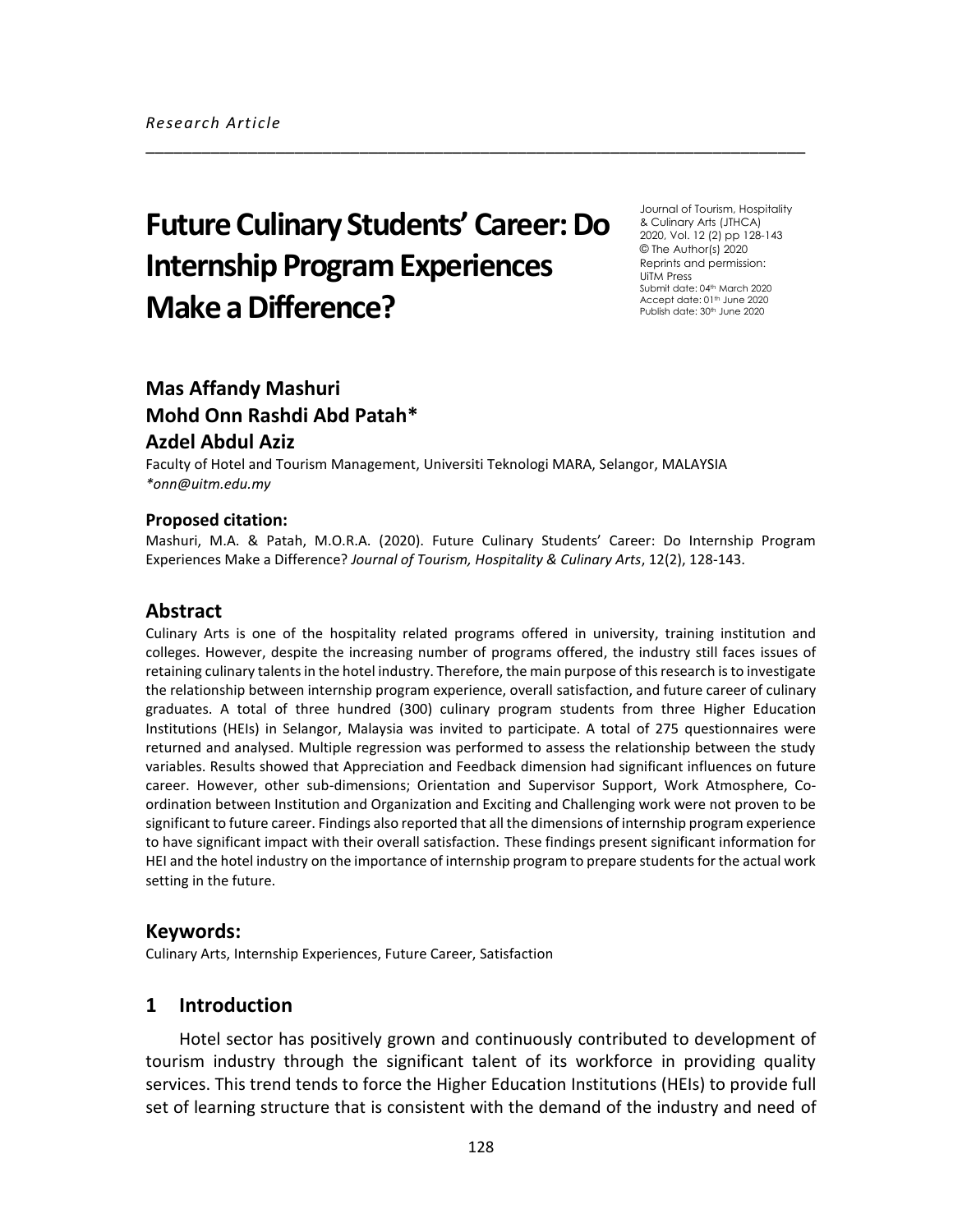*Research Article*

# Future Culinary Students' Career: Do Internship Program Experiences Make a Difference?

Journal of Tourism, Hospitality & Culinary Arts (JTHCA)
2020, Vol. 12 (2) pp 128-143
© The Author(s) 2020
Reprints and permission: UiTM Press
Submit date: 04th March 2020
Accept date: 01th June 2020
Publish date: 30th June 2020

**Mas Affandy Mashuri**
**Mohd Onn Rashdi Abd Patah***
**Azdel Abdul Aziz**

Faculty of Hotel and Tourism Management, Universiti Teknologi MARA, Selangor, MALAYSIA
*\*onn@uitm.edu.my*

**Proposed citation:**

Mashuri, M.A. & Patah, M.O.R.A. (2020). Future Culinary Students' Career: Do Internship Program Experiences Make a Difference? *Journal of Tourism, Hospitality & Culinary Arts*, 12(2), 128-143.

## Abstract

Culinary Arts is one of the hospitality related programs offered in university, training institution and colleges. However, despite the increasing number of programs offered, the industry still faces issues of retaining culinary talents in the hotel industry. Therefore, the main purpose of this research is to investigate the relationship between internship program experience, overall satisfaction, and future career of culinary graduates. A total of three hundred (300) culinary program students from three Higher Education Institutions (HEIs) in Selangor, Malaysia was invited to participate. A total of 275 questionnaires were returned and analysed. Multiple regression was performed to assess the relationship between the study variables. Results showed that Appreciation and Feedback dimension had significant influences on future career. However, other sub-dimensions; Orientation and Supervisor Support, Work Atmosphere, Co-ordination between Institution and Organization and Exciting and Challenging work were not proven to be significant to future career. Findings also reported that all the dimensions of internship program experience to have significant impact with their overall satisfaction. These findings present significant information for HEI and the hotel industry on the importance of internship program to prepare students for the actual work setting in the future.

## Keywords:

Culinary Arts, Internship Experiences, Future Career, Satisfaction

## 1 Introduction

Hotel sector has positively grown and continuously contributed to development of tourism industry through the significant talent of its workforce in providing quality services. This trend tends to force the Higher Education Institutions (HEIs) to provide full set of learning structure that is consistent with the demand of the industry and need of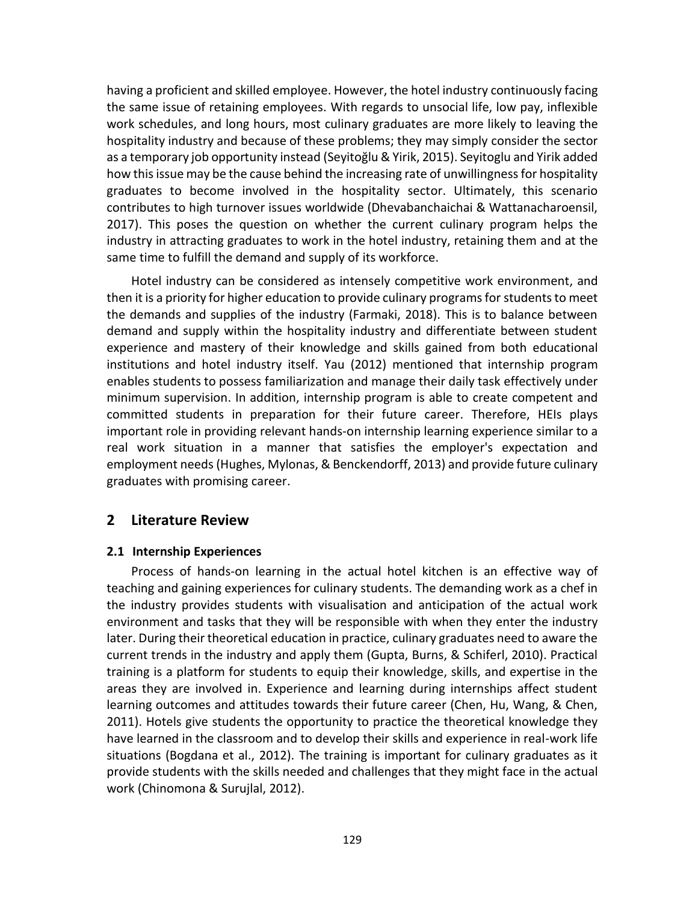having a proficient and skilled employee. However, the hotel industry continuously facing the same issue of retaining employees. With regards to unsocial life, low pay, inflexible work schedules, and long hours, most culinary graduates are more likely to leaving the hospitality industry and because of these problems; they may simply consider the sector as a temporary job opportunity instead (Seyitoğlu & Yirik, 2015). Seyitoglu and Yirik added how this issue may be the cause behind the increasing rate of unwillingness for hospitality graduates to become involved in the hospitality sector. Ultimately, this scenario contributes to high turnover issues worldwide (Dhevabanchaichai & Wattanacharoensil, 2017). This poses the question on whether the current culinary program helps the industry in attracting graduates to work in the hotel industry, retaining them and at the same time to fulfill the demand and supply of its workforce.

Hotel industry can be considered as intensely competitive work environment, and then it is a priority for higher education to provide culinary programs for students to meet the demands and supplies of the industry (Farmaki, 2018). This is to balance between demand and supply within the hospitality industry and differentiate between student experience and mastery of their knowledge and skills gained from both educational institutions and hotel industry itself. Yau (2012) mentioned that internship program enables students to possess familiarization and manage their daily task effectively under minimum supervision. In addition, internship program is able to create competent and committed students in preparation for their future career. Therefore, HEIs plays important role in providing relevant hands-on internship learning experience similar to a real work situation in a manner that satisfies the employer's expectation and employment needs (Hughes, Mylonas, & Benckendorff, 2013) and provide future culinary graduates with promising career.

## 2 Literature Review

### 2.1 Internship Experiences

Process of hands-on learning in the actual hotel kitchen is an effective way of teaching and gaining experiences for culinary students. The demanding work as a chef in the industry provides students with visualisation and anticipation of the actual work environment and tasks that they will be responsible with when they enter the industry later. During their theoretical education in practice, culinary graduates need to aware the current trends in the industry and apply them (Gupta, Burns, & Schiferl, 2010). Practical training is a platform for students to equip their knowledge, skills, and expertise in the areas they are involved in. Experience and learning during internships affect student learning outcomes and attitudes towards their future career (Chen, Hu, Wang, & Chen, 2011). Hotels give students the opportunity to practice the theoretical knowledge they have learned in the classroom and to develop their skills and experience in real-work life situations (Bogdana et al., 2012). The training is important for culinary graduates as it provide students with the skills needed and challenges that they might face in the actual work (Chinomona & Surujlal, 2012).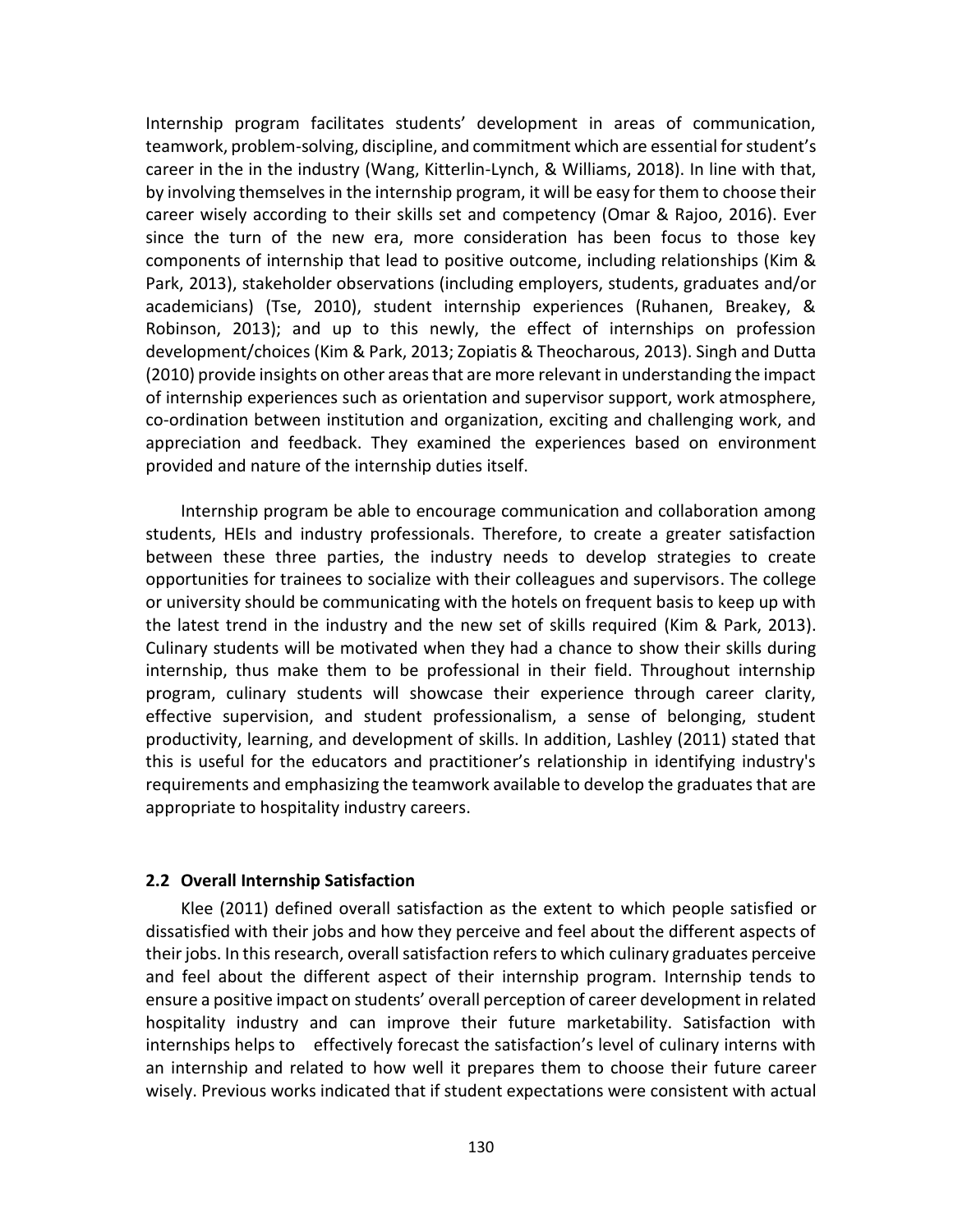Internship program facilitates students' development in areas of communication, teamwork, problem-solving, discipline, and commitment which are essential for student's career in the in the industry (Wang, Kitterlin-Lynch, & Williams, 2018). In line with that, by involving themselves in the internship program, it will be easy for them to choose their career wisely according to their skills set and competency (Omar & Rajoo, 2016). Ever since the turn of the new era, more consideration has been focus to those key components of internship that lead to positive outcome, including relationships (Kim & Park, 2013), stakeholder observations (including employers, students, graduates and/or academicians) (Tse, 2010), student internship experiences (Ruhanen, Breakey, & Robinson, 2013); and up to this newly, the effect of internships on profession development/choices (Kim & Park, 2013; Zopiatis & Theocharous, 2013). Singh and Dutta (2010) provide insights on other areas that are more relevant in understanding the impact of internship experiences such as orientation and supervisor support, work atmosphere, co-ordination between institution and organization, exciting and challenging work, and appreciation and feedback. They examined the experiences based on environment provided and nature of the internship duties itself.

Internship program be able to encourage communication and collaboration among students, HEIs and industry professionals. Therefore, to create a greater satisfaction between these three parties, the industry needs to develop strategies to create opportunities for trainees to socialize with their colleagues and supervisors. The college or university should be communicating with the hotels on frequent basis to keep up with the latest trend in the industry and the new set of skills required (Kim & Park, 2013). Culinary students will be motivated when they had a chance to show their skills during internship, thus make them to be professional in their field. Throughout internship program, culinary students will showcase their experience through career clarity, effective supervision, and student professionalism, a sense of belonging, student productivity, learning, and development of skills. In addition, Lashley (2011) stated that this is useful for the educators and practitioner's relationship in identifying industry's requirements and emphasizing the teamwork available to develop the graduates that are appropriate to hospitality industry careers.

### 2.2 Overall Internship Satisfaction

Klee (2011) defined overall satisfaction as the extent to which people satisfied or dissatisfied with their jobs and how they perceive and feel about the different aspects of their jobs. In this research, overall satisfaction refers to which culinary graduates perceive and feel about the different aspect of their internship program. Internship tends to ensure a positive impact on students' overall perception of career development in related hospitality industry and can improve their future marketability. Satisfaction with internships helps to effectively forecast the satisfaction's level of culinary interns with an internship and related to how well it prepares them to choose their future career wisely. Previous works indicated that if student expectations were consistent with actual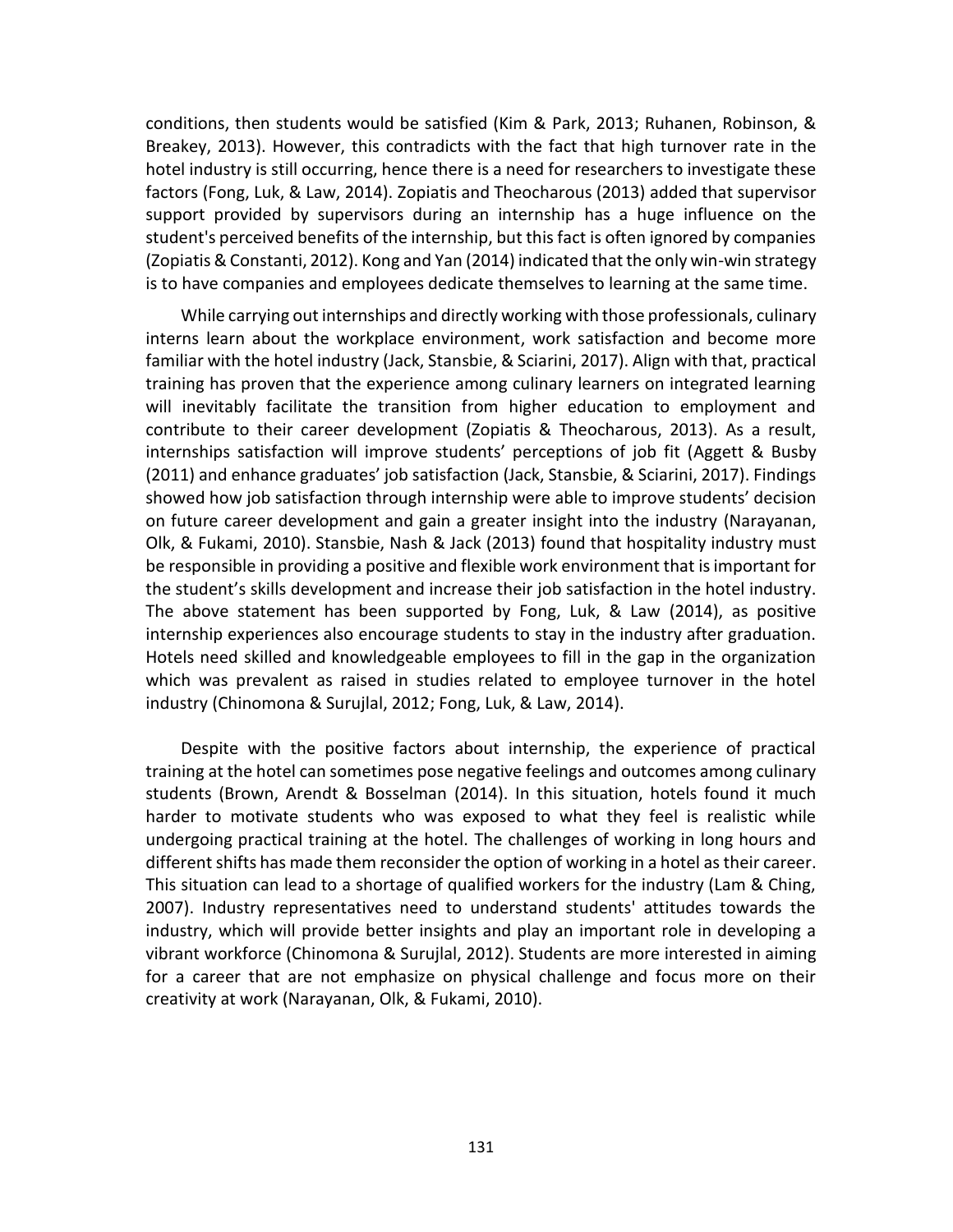conditions, then students would be satisfied (Kim & Park, 2013; Ruhanen, Robinson, & Breakey, 2013). However, this contradicts with the fact that high turnover rate in the hotel industry is still occurring, hence there is a need for researchers to investigate these factors (Fong, Luk, & Law, 2014). Zopiatis and Theocharous (2013) added that supervisor support provided by supervisors during an internship has a huge influence on the student's perceived benefits of the internship, but this fact is often ignored by companies (Zopiatis & Constanti, 2012). Kong and Yan (2014) indicated that the only win-win strategy is to have companies and employees dedicate themselves to learning at the same time.

While carrying out internships and directly working with those professionals, culinary interns learn about the workplace environment, work satisfaction and become more familiar with the hotel industry (Jack, Stansbie, & Sciarini, 2017). Align with that, practical training has proven that the experience among culinary learners on integrated learning will inevitably facilitate the transition from higher education to employment and contribute to their career development (Zopiatis & Theocharous, 2013). As a result, internships satisfaction will improve students' perceptions of job fit (Aggett & Busby (2011) and enhance graduates' job satisfaction (Jack, Stansbie, & Sciarini, 2017). Findings showed how job satisfaction through internship were able to improve students' decision on future career development and gain a greater insight into the industry (Narayanan, Olk, & Fukami, 2010). Stansbie, Nash & Jack (2013) found that hospitality industry must be responsible in providing a positive and flexible work environment that is important for the student's skills development and increase their job satisfaction in the hotel industry. The above statement has been supported by Fong, Luk, & Law (2014), as positive internship experiences also encourage students to stay in the industry after graduation. Hotels need skilled and knowledgeable employees to fill in the gap in the organization which was prevalent as raised in studies related to employee turnover in the hotel industry (Chinomona & Surujlal, 2012; Fong, Luk, & Law, 2014).

Despite with the positive factors about internship, the experience of practical training at the hotel can sometimes pose negative feelings and outcomes among culinary students (Brown, Arendt & Bosselman (2014). In this situation, hotels found it much harder to motivate students who was exposed to what they feel is realistic while undergoing practical training at the hotel. The challenges of working in long hours and different shifts has made them reconsider the option of working in a hotel as their career. This situation can lead to a shortage of qualified workers for the industry (Lam & Ching, 2007). Industry representatives need to understand students' attitudes towards the industry, which will provide better insights and play an important role in developing a vibrant workforce (Chinomona & Surujlal, 2012). Students are more interested in aiming for a career that are not emphasize on physical challenge and focus more on their creativity at work (Narayanan, Olk, & Fukami, 2010).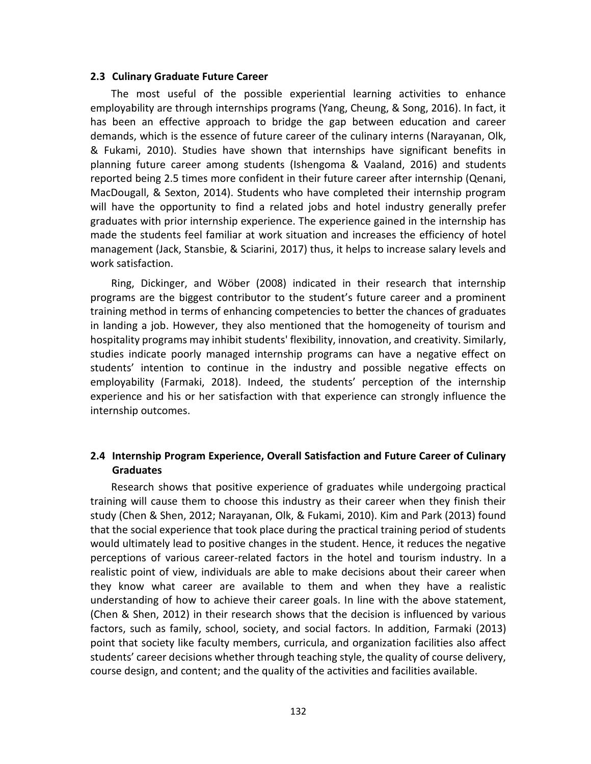### 2.3 Culinary Graduate Future Career

The most useful of the possible experiential learning activities to enhance employability are through internships programs (Yang, Cheung, & Song, 2016). In fact, it has been an effective approach to bridge the gap between education and career demands, which is the essence of future career of the culinary interns (Narayanan, Olk, & Fukami, 2010). Studies have shown that internships have significant benefits in planning future career among students (Ishengoma & Vaaland, 2016) and students reported being 2.5 times more confident in their future career after internship (Qenani, MacDougall, & Sexton, 2014). Students who have completed their internship program will have the opportunity to find a related jobs and hotel industry generally prefer graduates with prior internship experience. The experience gained in the internship has made the students feel familiar at work situation and increases the efficiency of hotel management (Jack, Stansbie, & Sciarini, 2017) thus, it helps to increase salary levels and work satisfaction.

Ring, Dickinger, and Wöber (2008) indicated in their research that internship programs are the biggest contributor to the student's future career and a prominent training method in terms of enhancing competencies to better the chances of graduates in landing a job. However, they also mentioned that the homogeneity of tourism and hospitality programs may inhibit students' flexibility, innovation, and creativity. Similarly, studies indicate poorly managed internship programs can have a negative effect on students' intention to continue in the industry and possible negative effects on employability (Farmaki, 2018). Indeed, the students' perception of the internship experience and his or her satisfaction with that experience can strongly influence the internship outcomes.

### 2.4 Internship Program Experience, Overall Satisfaction and Future Career of Culinary Graduates

Research shows that positive experience of graduates while undergoing practical training will cause them to choose this industry as their career when they finish their study (Chen & Shen, 2012; Narayanan, Olk, & Fukami, 2010). Kim and Park (2013) found that the social experience that took place during the practical training period of students would ultimately lead to positive changes in the student. Hence, it reduces the negative perceptions of various career-related factors in the hotel and tourism industry. In a realistic point of view, individuals are able to make decisions about their career when they know what career are available to them and when they have a realistic understanding of how to achieve their career goals. In line with the above statement, (Chen & Shen, 2012) in their research shows that the decision is influenced by various factors, such as family, school, society, and social factors. In addition, Farmaki (2013) point that society like faculty members, curricula, and organization facilities also affect students' career decisions whether through teaching style, the quality of course delivery, course design, and content; and the quality of the activities and facilities available.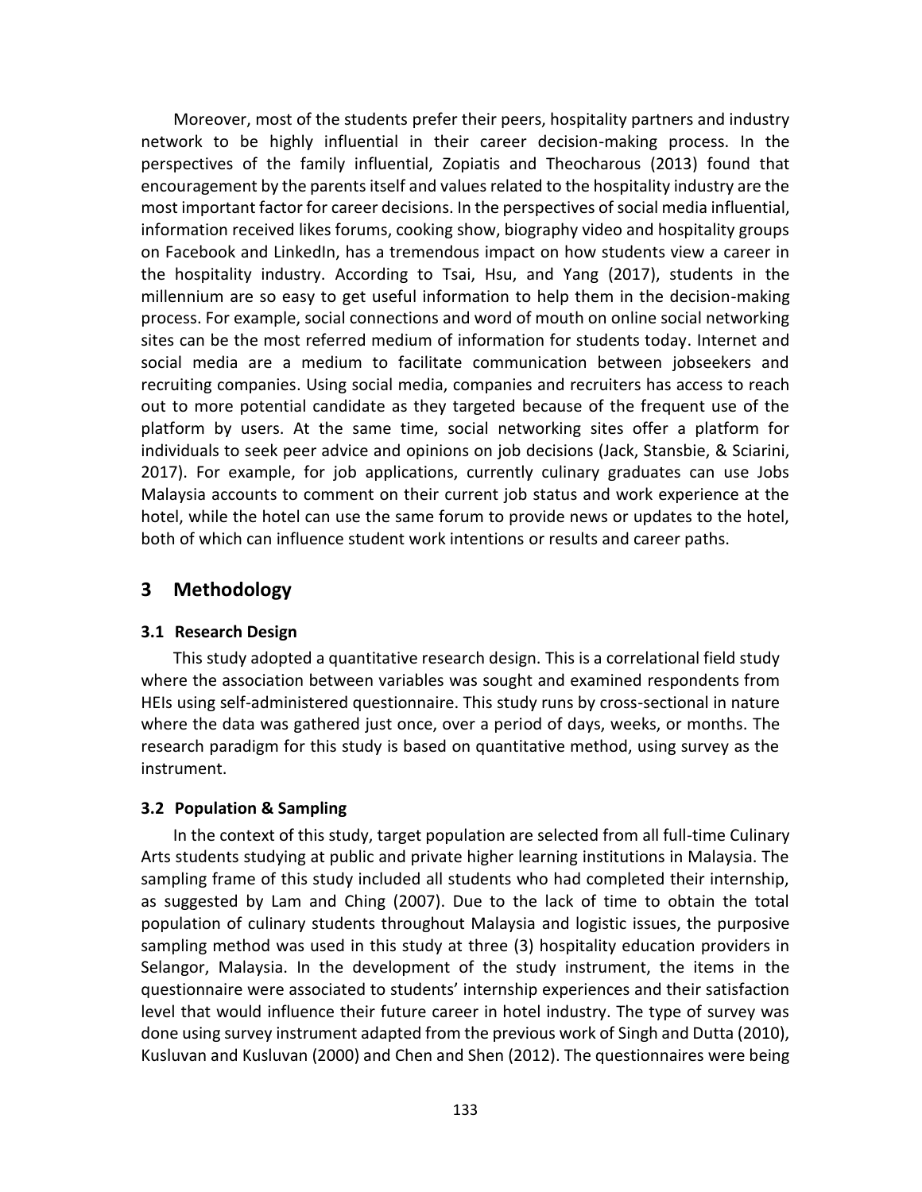Moreover, most of the students prefer their peers, hospitality partners and industry network to be highly influential in their career decision-making process. In the perspectives of the family influential, Zopiatis and Theocharous (2013) found that encouragement by the parents itself and values related to the hospitality industry are the most important factor for career decisions. In the perspectives of social media influential, information received likes forums, cooking show, biography video and hospitality groups on Facebook and LinkedIn, has a tremendous impact on how students view a career in the hospitality industry. According to Tsai, Hsu, and Yang (2017), students in the millennium are so easy to get useful information to help them in the decision-making process. For example, social connections and word of mouth on online social networking sites can be the most referred medium of information for students today. Internet and social media are a medium to facilitate communication between jobseekers and recruiting companies. Using social media, companies and recruiters has access to reach out to more potential candidate as they targeted because of the frequent use of the platform by users. At the same time, social networking sites offer a platform for individuals to seek peer advice and opinions on job decisions (Jack, Stansbie, & Sciarini, 2017). For example, for job applications, currently culinary graduates can use Jobs Malaysia accounts to comment on their current job status and work experience at the hotel, while the hotel can use the same forum to provide news or updates to the hotel, both of which can influence student work intentions or results and career paths.

## 3 Methodology

### 3.1 Research Design

This study adopted a quantitative research design. This is a correlational field study where the association between variables was sought and examined respondents from HEIs using self-administered questionnaire. This study runs by cross-sectional in nature where the data was gathered just once, over a period of days, weeks, or months. The research paradigm for this study is based on quantitative method, using survey as the instrument.

### 3.2 Population & Sampling

In the context of this study, target population are selected from all full-time Culinary Arts students studying at public and private higher learning institutions in Malaysia. The sampling frame of this study included all students who had completed their internship, as suggested by Lam and Ching (2007). Due to the lack of time to obtain the total population of culinary students throughout Malaysia and logistic issues, the purposive sampling method was used in this study at three (3) hospitality education providers in Selangor, Malaysia. In the development of the study instrument, the items in the questionnaire were associated to students' internship experiences and their satisfaction level that would influence their future career in hotel industry. The type of survey was done using survey instrument adapted from the previous work of Singh and Dutta (2010), Kusluvan and Kusluvan (2000) and Chen and Shen (2012). The questionnaires were being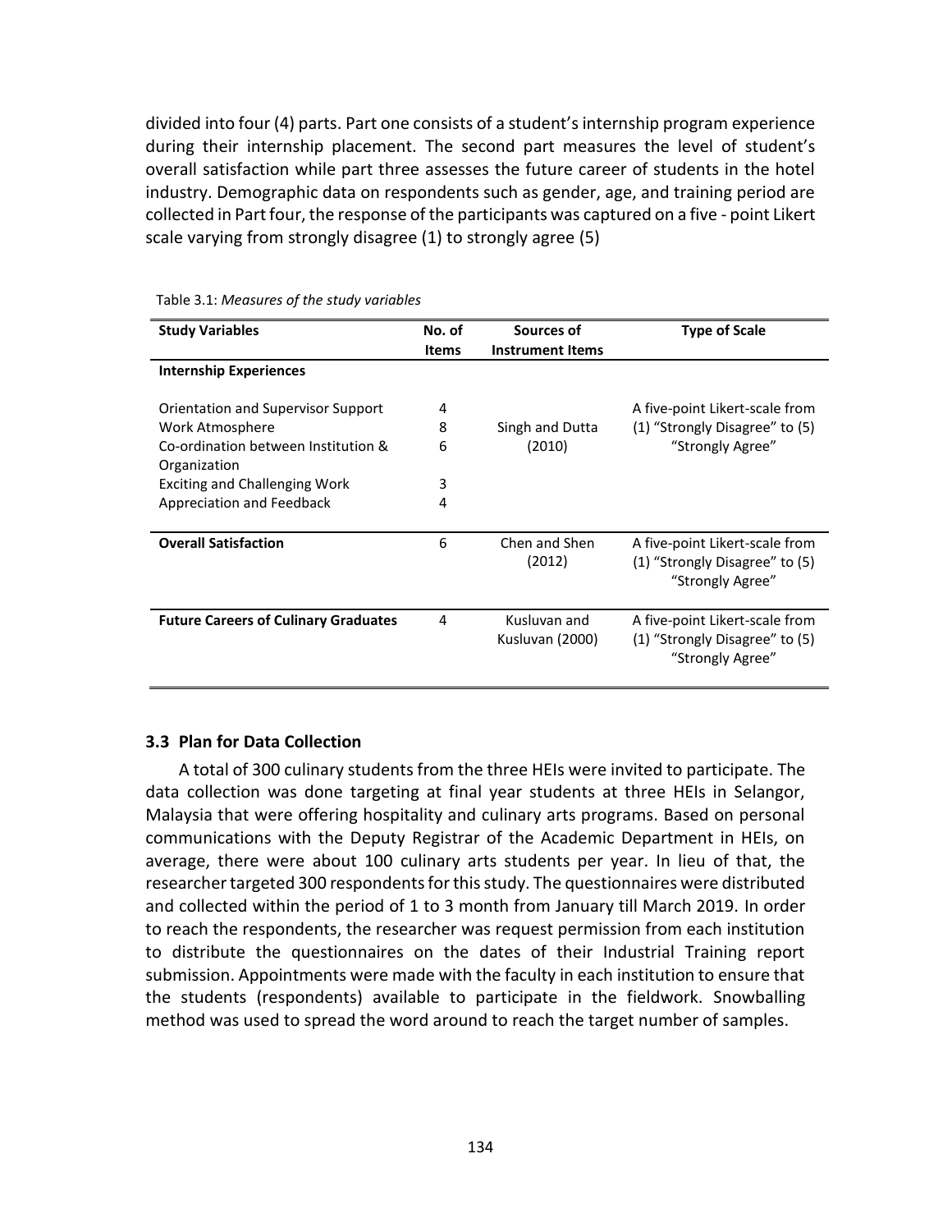divided into four (4) parts. Part one consists of a student's internship program experience during their internship placement. The second part measures the level of student's overall satisfaction while part three assesses the future career of students in the hotel industry. Demographic data on respondents such as gender, age, and training period are collected in Part four, the response of the participants was captured on a five - point Likert scale varying from strongly disagree (1) to strongly agree (5)

Table 3.1: *Measures of the study variables*

| Study Variables | No. of Items | Sources of Instrument Items | Type of Scale |
|---|---|---|---|
| **Internship Experiences** | | | |
| Orientation and Supervisor Support | 4 | Singh and Dutta (2010) | A five-point Likert-scale from (1) "Strongly Disagree" to (5) "Strongly Agree" |
| Work Atmosphere | 8 | | |
| Co-ordination between Institution & Organization | 6 | | |
| Exciting and Challenging Work | 3 | | |
| Appreciation and Feedback | 4 | | |
| **Overall Satisfaction** | 6 | Chen and Shen (2012) | A five-point Likert-scale from (1) "Strongly Disagree" to (5) "Strongly Agree" |
| **Future Careers of Culinary Graduates** | 4 | Kusluvan and Kusluvan (2000) | A five-point Likert-scale from (1) "Strongly Disagree" to (5) "Strongly Agree" |

### 3.3 Plan for Data Collection

A total of 300 culinary students from the three HEIs were invited to participate. The data collection was done targeting at final year students at three HEIs in Selangor, Malaysia that were offering hospitality and culinary arts programs. Based on personal communications with the Deputy Registrar of the Academic Department in HEIs, on average, there were about 100 culinary arts students per year. In lieu of that, the researcher targeted 300 respondents for this study. The questionnaires were distributed and collected within the period of 1 to 3 month from January till March 2019. In order to reach the respondents, the researcher was request permission from each institution to distribute the questionnaires on the dates of their Industrial Training report submission. Appointments were made with the faculty in each institution to ensure that the students (respondents) available to participate in the fieldwork. Snowballing method was used to spread the word around to reach the target number of samples.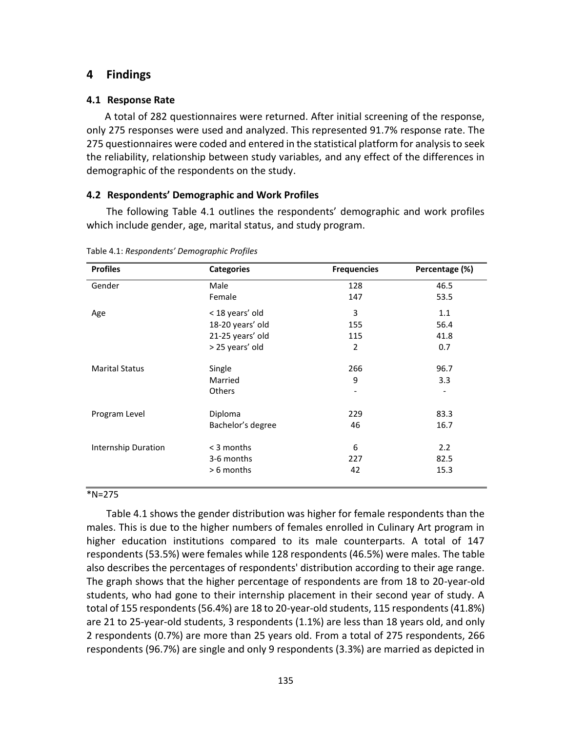## 4 Findings

### 4.1 Response Rate

A total of 282 questionnaires were returned. After initial screening of the response, only 275 responses were used and analyzed. This represented 91.7% response rate. The 275 questionnaires were coded and entered in the statistical platform for analysis to seek the reliability, relationship between study variables, and any effect of the differences in demographic of the respondents on the study.

### 4.2 Respondents' Demographic and Work Profiles

The following Table 4.1 outlines the respondents' demographic and work profiles which include gender, age, marital status, and study program.

Table 4.1: *Respondents' Demographic Profiles*

| Profiles | Categories | Frequencies | Percentage (%) |
|---|---|---|---|
| Gender | Male | 128 | 46.5 |
| | Female | 147 | 53.5 |
| Age | < 18 years' old | 3 | 1.1 |
| | 18-20 years' old | 155 | 56.4 |
| | 21-25 years' old | 115 | 41.8 |
| | > 25 years' old | 2 | 0.7 |
| Marital Status | Single | 266 | 96.7 |
| | Married | 9 | 3.3 |
| | Others | - | - |
| Program Level | Diploma | 229 | 83.3 |
| | Bachelor's degree | 46 | 16.7 |
| Internship Duration | < 3 months | 6 | 2.2 |
| | 3-6 months | 227 | 82.5 |
| | > 6 months | 42 | 15.3 |

*N=275

Table 4.1 shows the gender distribution was higher for female respondents than the males. This is due to the higher numbers of females enrolled in Culinary Art program in higher education institutions compared to its male counterparts. A total of 147 respondents (53.5%) were females while 128 respondents (46.5%) were males. The table also describes the percentages of respondents' distribution according to their age range. The graph shows that the higher percentage of respondents are from 18 to 20-year-old students, who had gone to their internship placement in their second year of study. A total of 155 respondents (56.4%) are 18 to 20-year-old students, 115 respondents (41.8%) are 21 to 25-year-old students, 3 respondents (1.1%) are less than 18 years old, and only 2 respondents (0.7%) are more than 25 years old. From a total of 275 respondents, 266 respondents (96.7%) are single and only 9 respondents (3.3%) are married as depicted in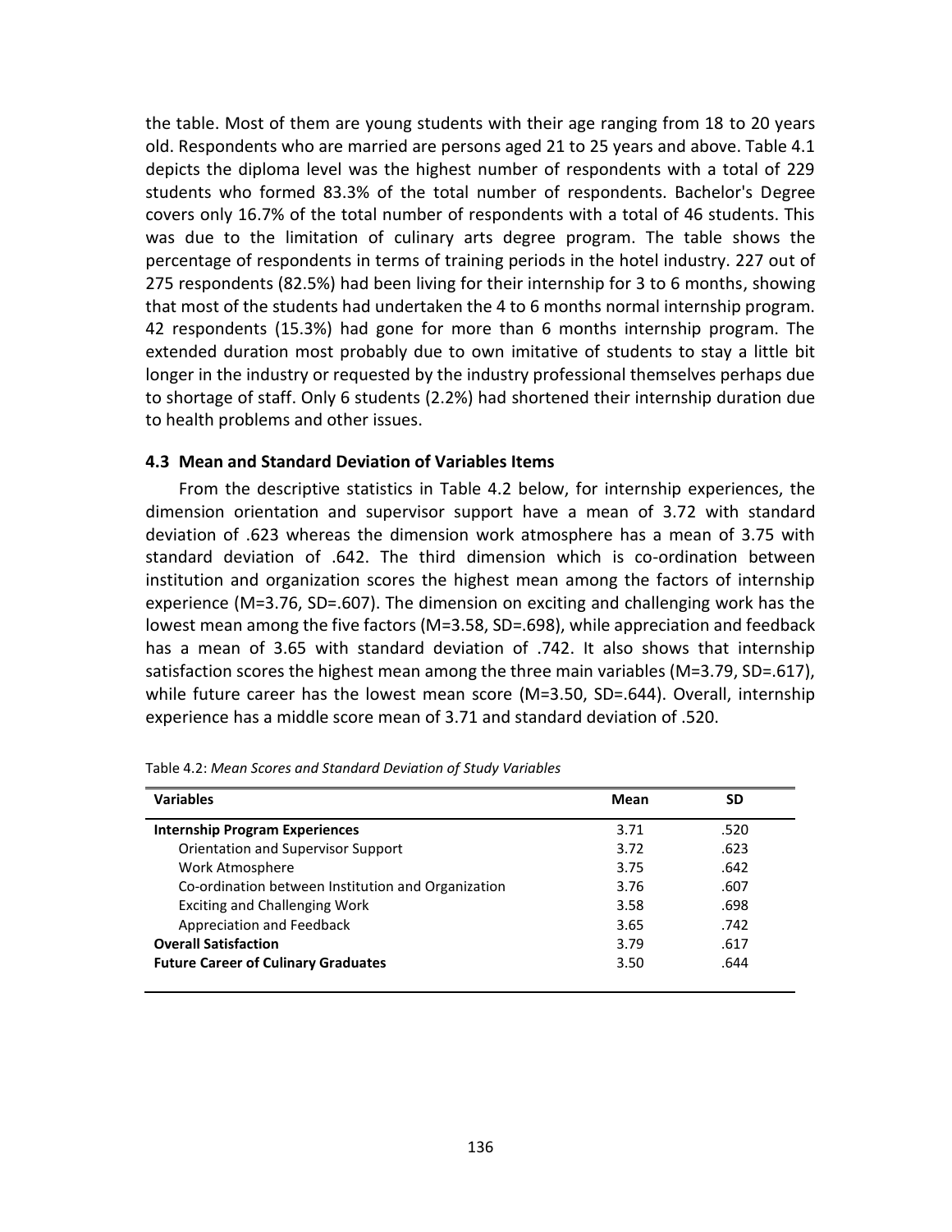the table. Most of them are young students with their age ranging from 18 to 20 years old. Respondents who are married are persons aged 21 to 25 years and above. Table 4.1 depicts the diploma level was the highest number of respondents with a total of 229 students who formed 83.3% of the total number of respondents. Bachelor's Degree covers only 16.7% of the total number of respondents with a total of 46 students. This was due to the limitation of culinary arts degree program. The table shows the percentage of respondents in terms of training periods in the hotel industry. 227 out of 275 respondents (82.5%) had been living for their internship for 3 to 6 months, showing that most of the students had undertaken the 4 to 6 months normal internship program. 42 respondents (15.3%) had gone for more than 6 months internship program. The extended duration most probably due to own imitative of students to stay a little bit longer in the industry or requested by the industry professional themselves perhaps due to shortage of staff. Only 6 students (2.2%) had shortened their internship duration due to health problems and other issues.

### 4.3 Mean and Standard Deviation of Variables Items

From the descriptive statistics in Table 4.2 below, for internship experiences, the dimension orientation and supervisor support have a mean of 3.72 with standard deviation of .623 whereas the dimension work atmosphere has a mean of 3.75 with standard deviation of .642. The third dimension which is co-ordination between institution and organization scores the highest mean among the factors of internship experience (M=3.76, SD=.607). The dimension on exciting and challenging work has the lowest mean among the five factors (M=3.58, SD=.698), while appreciation and feedback has a mean of 3.65 with standard deviation of .742. It also shows that internship satisfaction scores the highest mean among the three main variables (M=3.79, SD=.617), while future career has the lowest mean score (M=3.50, SD=.644). Overall, internship experience has a middle score mean of 3.71 and standard deviation of .520.

Table 4.2: *Mean Scores and Standard Deviation of Study Variables*

| Variables | Mean | SD |
|---|---|---|
| **Internship Program Experiences** | 3.71 | .520 |
| Orientation and Supervisor Support | 3.72 | .623 |
| Work Atmosphere | 3.75 | .642 |
| Co-ordination between Institution and Organization | 3.76 | .607 |
| Exciting and Challenging Work | 3.58 | .698 |
| Appreciation and Feedback | 3.65 | .742 |
| **Overall Satisfaction** | 3.79 | .617 |
| **Future Career of Culinary Graduates** | 3.50 | .644 |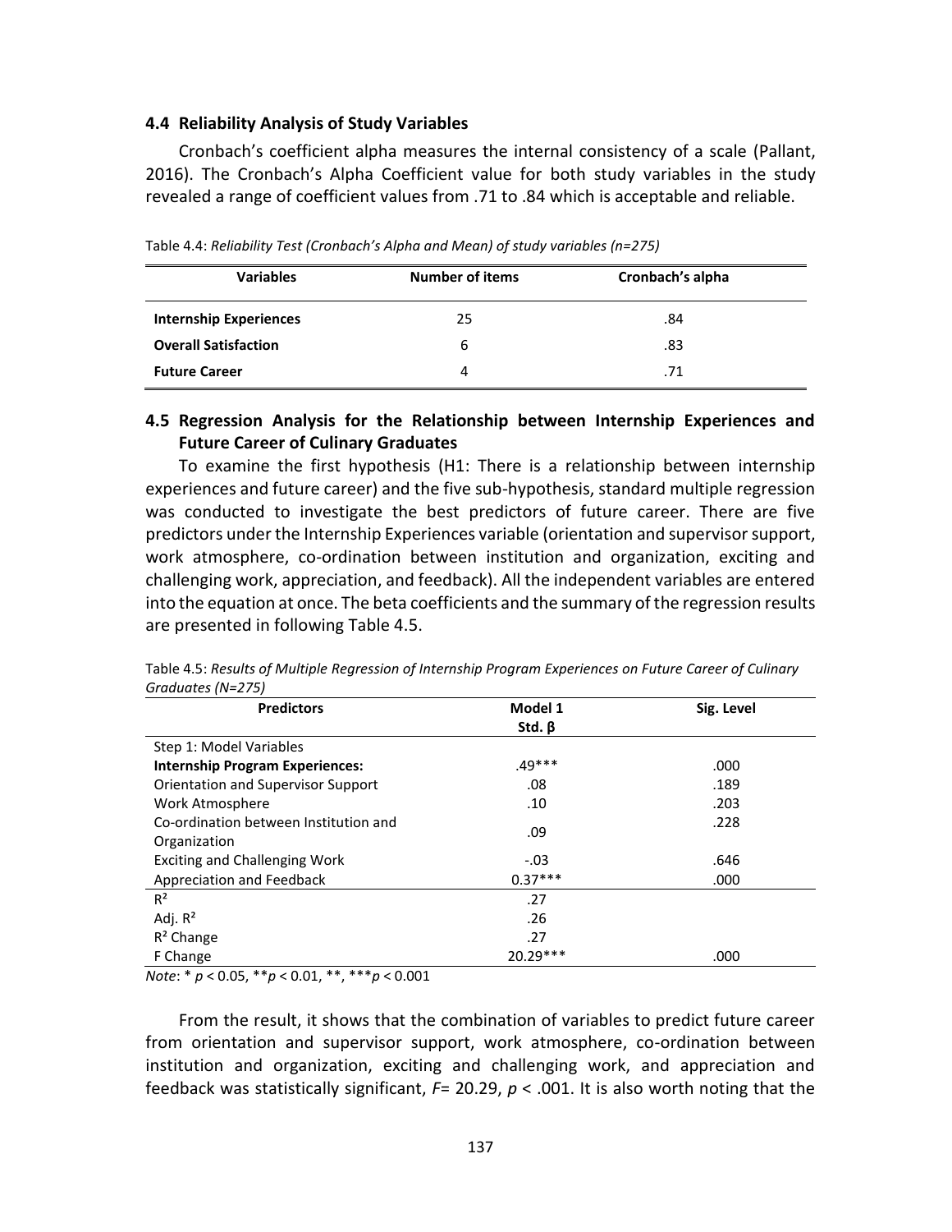### 4.4 Reliability Analysis of Study Variables

Cronbach's coefficient alpha measures the internal consistency of a scale (Pallant, 2016). The Cronbach's Alpha Coefficient value for both study variables in the study revealed a range of coefficient values from .71 to .84 which is acceptable and reliable.

Table 4.4: *Reliability Test (Cronbach's Alpha and Mean) of study variables (n=275)*

| Variables | Number of items | Cronbach's alpha |
|---|---|---|
| **Internship Experiences** | 25 | .84 |
| **Overall Satisfaction** | 6 | .83 |
| **Future Career** | 4 | .71 |

### 4.5 Regression Analysis for the Relationship between Internship Experiences and Future Career of Culinary Graduates

To examine the first hypothesis (H1: There is a relationship between internship experiences and future career) and the five sub-hypothesis, standard multiple regression was conducted to investigate the best predictors of future career. There are five predictors under the Internship Experiences variable (orientation and supervisor support, work atmosphere, co-ordination between institution and organization, exciting and challenging work, appreciation, and feedback). All the independent variables are entered into the equation at once. The beta coefficients and the summary of the regression results are presented in following Table 4.5.

Table 4.5: *Results of Multiple Regression of Internship Program Experiences on Future Career of Culinary Graduates (N=275)*

| Predictors | Model 1 Std. β | Sig. Level |
|---|---|---|
| Step 1: Model Variables | | |
| **Internship Program Experiences:** | .49*** | .000 |
| Orientation and Supervisor Support | .08 | .189 |
| Work Atmosphere | .10 | .203 |
| Co-ordination between Institution and Organization | .09 | .228 |
| Exciting and Challenging Work | -.03 | .646 |
| Appreciation and Feedback | 0.37*** | .000 |
| $R^2$ | .27 | |
| Adj. $R^2$ | .26 | |
| $R^2$ Change | .27 | |
| F Change | 20.29*** | .000 |

*Note*: * $p < 0.05$, ** $p < 0.01$, **, *** $p < 0.001$

From the result, it shows that the combination of variables to predict future career from orientation and supervisor support, work atmosphere, co-ordination between institution and organization, exciting and challenging work, and appreciation and feedback was statistically significant, $F = 20.29$, $p < .001$. It is also worth noting that the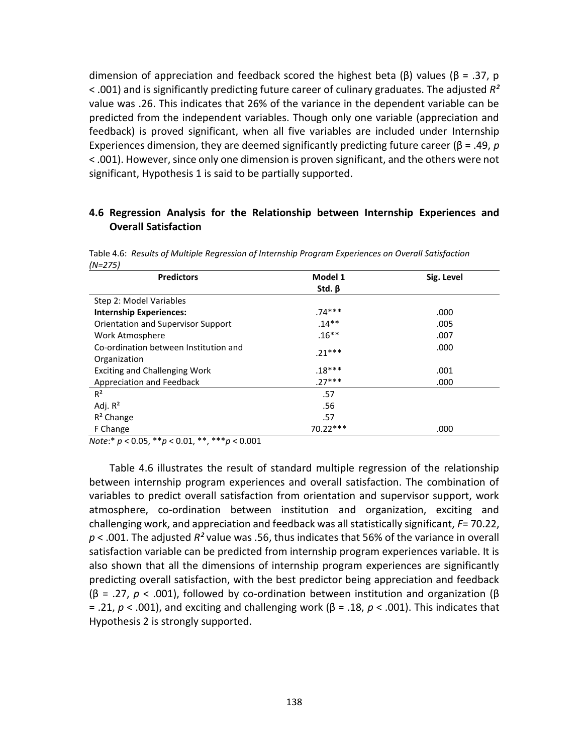dimension of appreciation and feedback scored the highest beta (β) values (β = .37, p < .001) and is significantly predicting future career of culinary graduates. The adjusted $R^2$ value was .26. This indicates that 26% of the variance in the dependent variable can be predicted from the independent variables. Though only one variable (appreciation and feedback) is proved significant, when all five variables are included under Internship Experiences dimension, they are deemed significantly predicting future career (β = .49, $p$ < .001). However, since only one dimension is proven significant, and the others were not significant, Hypothesis 1 is said to be partially supported.

## 4.6 Regression Analysis for the Relationship between Internship Experiences and Overall Satisfaction

Table 4.6: *Results of Multiple Regression of Internship Program Experiences on Overall Satisfaction (N=275)*

| Predictors | Model 1 Std. β | Sig. Level |
|---|---|---|
| Step 2: Model Variables | | |
| **Internship Experiences:** | .74*** | .000 |
| Orientation and Supervisor Support | .14** | .005 |
| Work Atmosphere | .16** | .007 |
| Co-ordination between Institution and Organization | .21*** | .000 |
| Exciting and Challenging Work | .18*** | .001 |
| Appreciation and Feedback | .27*** | .000 |
| $R^2$ | .57 | |
| Adj. $R^2$ | .56 | |
| $R^2$ Change | .57 | |
| F Change | 70.22*** | .000 |

*Note*:* $p < 0.05$, ** $p < 0.01$, **, *** $p < 0.001$

Table 4.6 illustrates the result of standard multiple regression of the relationship between internship program experiences and overall satisfaction. The combination of variables to predict overall satisfaction from orientation and supervisor support, work atmosphere, co-ordination between institution and organization, exciting and challenging work, and appreciation and feedback was all statistically significant, $F$= 70.22, $p < .001$. The adjusted $R^2$ value was .56, thus indicates that 56% of the variance in overall satisfaction variable can be predicted from internship program experiences variable. It is also shown that all the dimensions of internship program experiences are significantly predicting overall satisfaction, with the best predictor being appreciation and feedback (β = .27, $p < .001$), followed by co-ordination between institution and organization (β = .21, $p < .001$), and exciting and challenging work (β = .18, $p < .001$). This indicates that Hypothesis 2 is strongly supported.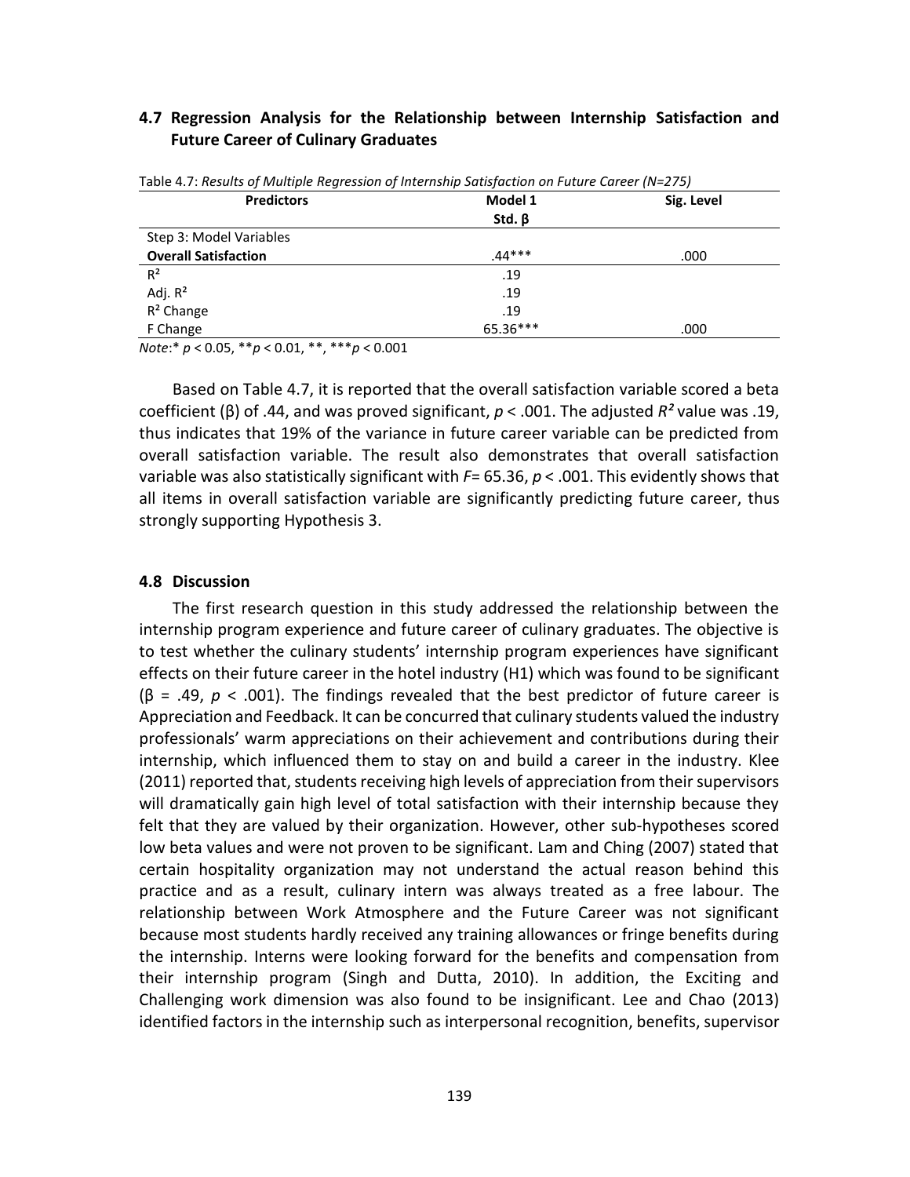## 4.7 Regression Analysis for the Relationship between Internship Satisfaction and Future Career of Culinary Graduates

Table 4.7: *Results of Multiple Regression of Internship Satisfaction on Future Career (N=275)*

| Predictors | Model 1 Std. β | Sig. Level |
|---|---|---|
| Step 3: Model Variables | | |
| **Overall Satisfaction** | .44*** | .000 |
| $R^2$ | .19 | |
| Adj. $R^2$ | .19 | |
| $R^2$ Change | .19 | |
| F Change | 65.36*** | .000 |

*Note*:* $p < 0.05$, ** $p < 0.01$, **, *** $p < 0.001$

Based on Table 4.7, it is reported that the overall satisfaction variable scored a beta coefficient (β) of .44, and was proved significant, $p < .001$. The adjusted $R^2$ value was .19, thus indicates that 19% of the variance in future career variable can be predicted from overall satisfaction variable. The result also demonstrates that overall satisfaction variable was also statistically significant with $F = 65.36$, $p < .001$. This evidently shows that all items in overall satisfaction variable are significantly predicting future career, thus strongly supporting Hypothesis 3.

### 4.8 Discussion

The first research question in this study addressed the relationship between the internship program experience and future career of culinary graduates. The objective is to test whether the culinary students' internship program experiences have significant effects on their future career in the hotel industry (H1) which was found to be significant (β = .49, $p < .001$). The findings revealed that the best predictor of future career is Appreciation and Feedback. It can be concurred that culinary students valued the industry professionals' warm appreciations on their achievement and contributions during their internship, which influenced them to stay on and build a career in the industry. Klee (2011) reported that, students receiving high levels of appreciation from their supervisors will dramatically gain high level of total satisfaction with their internship because they felt that they are valued by their organization. However, other sub-hypotheses scored low beta values and were not proven to be significant. Lam and Ching (2007) stated that certain hospitality organization may not understand the actual reason behind this practice and as a result, culinary intern was always treated as a free labour. The relationship between Work Atmosphere and the Future Career was not significant because most students hardly received any training allowances or fringe benefits during the internship. Interns were looking forward for the benefits and compensation from their internship program (Singh and Dutta, 2010). In addition, the Exciting and Challenging work dimension was also found to be insignificant. Lee and Chao (2013) identified factors in the internship such as interpersonal recognition, benefits, supervisor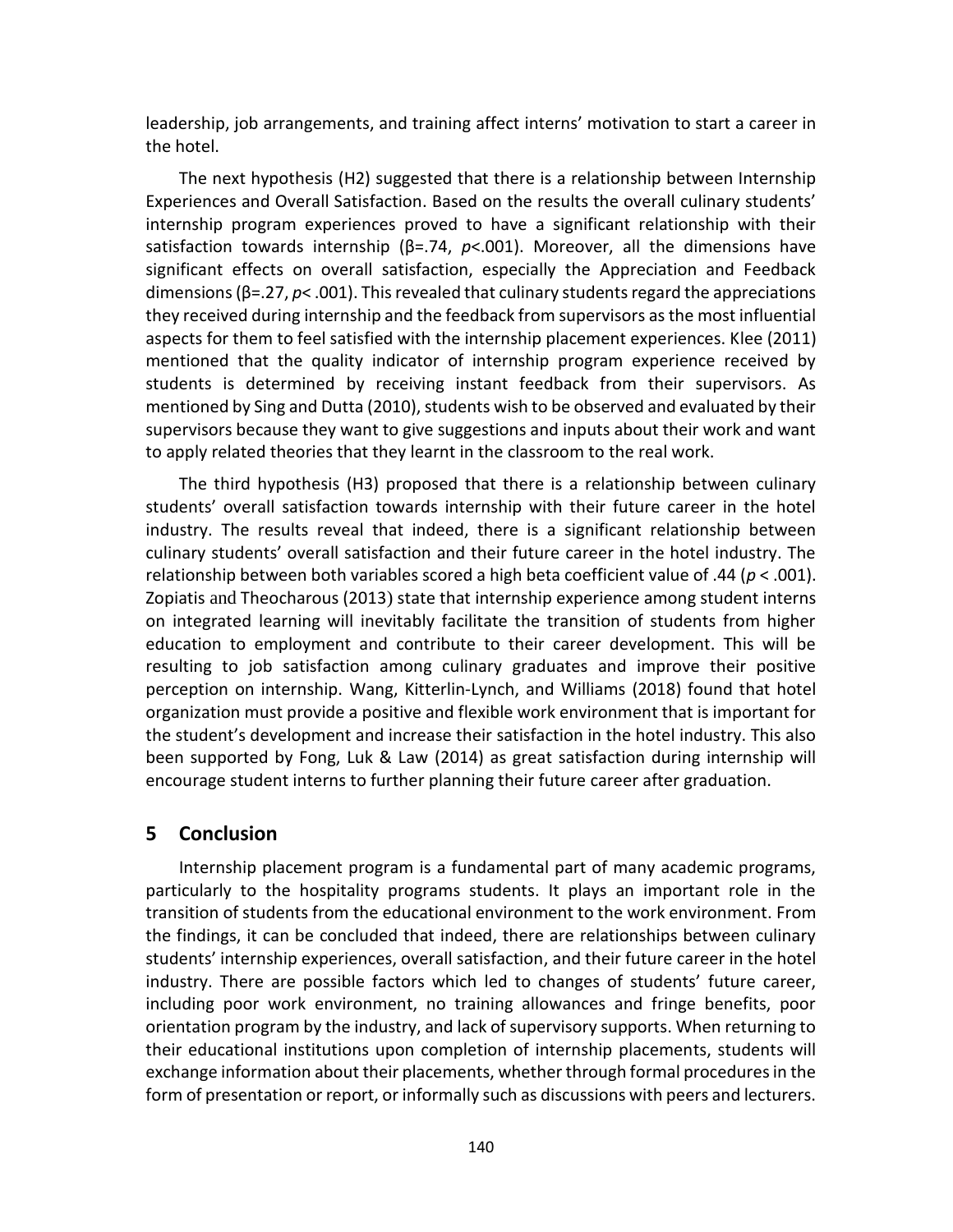leadership, job arrangements, and training affect interns' motivation to start a career in the hotel.

The next hypothesis (H2) suggested that there is a relationship between Internship Experiences and Overall Satisfaction. Based on the results the overall culinary students' internship program experiences proved to have a significant relationship with their satisfaction towards internship ($\beta$=.74, $p$<.001). Moreover, all the dimensions have significant effects on overall satisfaction, especially the Appreciation and Feedback dimensions ($\beta$=.27, $p$< .001). This revealed that culinary students regard the appreciations they received during internship and the feedback from supervisors as the most influential aspects for them to feel satisfied with the internship placement experiences. Klee (2011) mentioned that the quality indicator of internship program experience received by students is determined by receiving instant feedback from their supervisors. As mentioned by Sing and Dutta (2010), students wish to be observed and evaluated by their supervisors because they want to give suggestions and inputs about their work and want to apply related theories that they learnt in the classroom to the real work.

The third hypothesis (H3) proposed that there is a relationship between culinary students' overall satisfaction towards internship with their future career in the hotel industry. The results reveal that indeed, there is a significant relationship between culinary students' overall satisfaction and their future career in the hotel industry. The relationship between both variables scored a high beta coefficient value of .44 ($p$ < .001). Zopiatis and Theocharous (2013) state that internship experience among student interns on integrated learning will inevitably facilitate the transition of students from higher education to employment and contribute to their career development. This will be resulting to job satisfaction among culinary graduates and improve their positive perception on internship. Wang, Kitterlin-Lynch, and Williams (2018) found that hotel organization must provide a positive and flexible work environment that is important for the student's development and increase their satisfaction in the hotel industry. This also been supported by Fong, Luk & Law (2014) as great satisfaction during internship will encourage student interns to further planning their future career after graduation.

## 5 Conclusion

Internship placement program is a fundamental part of many academic programs, particularly to the hospitality programs students. It plays an important role in the transition of students from the educational environment to the work environment. From the findings, it can be concluded that indeed, there are relationships between culinary students' internship experiences, overall satisfaction, and their future career in the hotel industry. There are possible factors which led to changes of students' future career, including poor work environment, no training allowances and fringe benefits, poor orientation program by the industry, and lack of supervisory supports. When returning to their educational institutions upon completion of internship placements, students will exchange information about their placements, whether through formal procedures in the form of presentation or report, or informally such as discussions with peers and lecturers.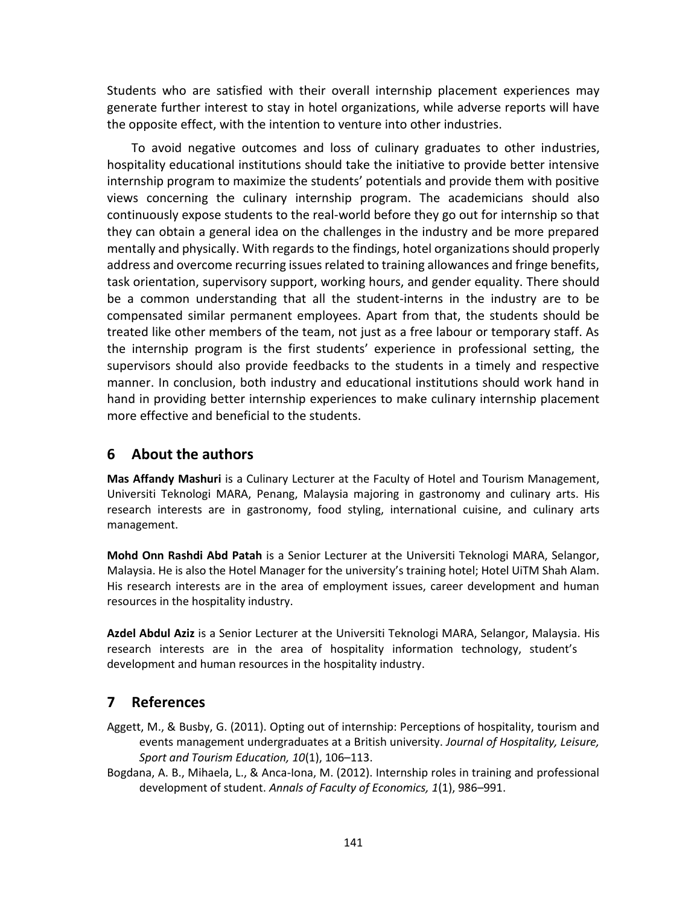Students who are satisfied with their overall internship placement experiences may generate further interest to stay in hotel organizations, while adverse reports will have the opposite effect, with the intention to venture into other industries.

To avoid negative outcomes and loss of culinary graduates to other industries, hospitality educational institutions should take the initiative to provide better intensive internship program to maximize the students' potentials and provide them with positive views concerning the culinary internship program. The academicians should also continuously expose students to the real-world before they go out for internship so that they can obtain a general idea on the challenges in the industry and be more prepared mentally and physically. With regards to the findings, hotel organizations should properly address and overcome recurring issues related to training allowances and fringe benefits, task orientation, supervisory support, working hours, and gender equality. There should be a common understanding that all the student-interns in the industry are to be compensated similar permanent employees. Apart from that, the students should be treated like other members of the team, not just as a free labour or temporary staff. As the internship program is the first students' experience in professional setting, the supervisors should also provide feedbacks to the students in a timely and respective manner. In conclusion, both industry and educational institutions should work hand in hand in providing better internship experiences to make culinary internship placement more effective and beneficial to the students.

## 6 About the authors

**Mas Affandy Mashuri** is a Culinary Lecturer at the Faculty of Hotel and Tourism Management, Universiti Teknologi MARA, Penang, Malaysia majoring in gastronomy and culinary arts. His research interests are in gastronomy, food styling, international cuisine, and culinary arts management.

**Mohd Onn Rashdi Abd Patah** is a Senior Lecturer at the Universiti Teknologi MARA, Selangor, Malaysia. He is also the Hotel Manager for the university's training hotel; Hotel UiTM Shah Alam. His research interests are in the area of employment issues, career development and human resources in the hospitality industry.

**Azdel Abdul Aziz** is a Senior Lecturer at the Universiti Teknologi MARA, Selangor, Malaysia. His research interests are in the area of hospitality information technology, student's development and human resources in the hospitality industry.

## 7 References

Aggett, M., & Busby, G. (2011). Opting out of internship: Perceptions of hospitality, tourism and events management undergraduates at a British university. *Journal of Hospitality, Leisure, Sport and Tourism Education, 10*(1), 106–113.

Bogdana, A. B., Mihaela, L., & Anca-Iona, M. (2012). Internship roles in training and professional development of student. *Annals of Faculty of Economics, 1*(1), 986–991.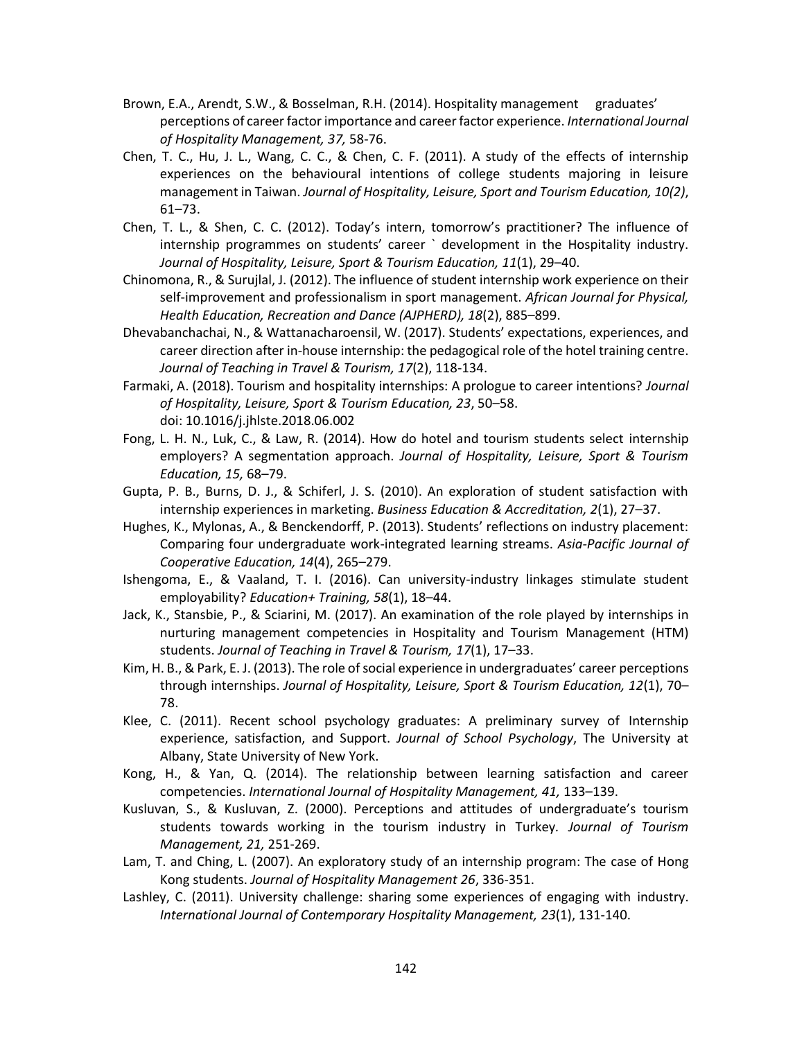Brown, E.A., Arendt, S.W., & Bosselman, R.H. (2014). Hospitality management graduates' perceptions of career factor importance and career factor experience. *International Journal of Hospitality Management, 37,* 58-76.

Chen, T. C., Hu, J. L., Wang, C. C., & Chen, C. F. (2011). A study of the effects of internship experiences on the behavioural intentions of college students majoring in leisure management in Taiwan. *Journal of Hospitality, Leisure, Sport and Tourism Education, 10(2)*, 61–73.

Chen, T. L., & Shen, C. C. (2012). Today's intern, tomorrow's practitioner? The influence of internship programmes on students' career ` development in the Hospitality industry. *Journal of Hospitality, Leisure, Sport & Tourism Education, 11*(1), 29–40.

Chinomona, R., & Surujlal, J. (2012). The influence of student internship work experience on their self-improvement and professionalism in sport management. *African Journal for Physical, Health Education, Recreation and Dance (AJPHERD), 18*(2), 885–899.

Dhevabanchachai, N., & Wattanacharoensil, W. (2017). Students' expectations, experiences, and career direction after in-house internship: the pedagogical role of the hotel training centre. *Journal of Teaching in Travel & Tourism, 17*(2), 118-134.

Farmaki, A. (2018). Tourism and hospitality internships: A prologue to career intentions? *Journal of Hospitality, Leisure, Sport & Tourism Education, 23*, 50–58. doi: 10.1016/j.jhlste.2018.06.002

Fong, L. H. N., Luk, C., & Law, R. (2014). How do hotel and tourism students select internship employers? A segmentation approach. *Journal of Hospitality, Leisure, Sport & Tourism Education, 15,* 68–79.

Gupta, P. B., Burns, D. J., & Schiferl, J. S. (2010). An exploration of student satisfaction with internship experiences in marketing. *Business Education & Accreditation, 2*(1), 27–37.

Hughes, K., Mylonas, A., & Benckendorff, P. (2013). Students' reflections on industry placement: Comparing four undergraduate work-integrated learning streams. *Asia-Pacific Journal of Cooperative Education, 14*(4), 265–279.

Ishengoma, E., & Vaaland, T. I. (2016). Can university-industry linkages stimulate student employability? *Education+ Training, 58*(1), 18–44.

Jack, K., Stansbie, P., & Sciarini, M. (2017). An examination of the role played by internships in nurturing management competencies in Hospitality and Tourism Management (HTM) students. *Journal of Teaching in Travel & Tourism, 17*(1), 17–33.

Kim, H. B., & Park, E. J. (2013). The role of social experience in undergraduates' career perceptions through internships. *Journal of Hospitality, Leisure, Sport & Tourism Education, 12*(1), 70–78.

Klee, C. (2011). Recent school psychology graduates: A preliminary survey of Internship experience, satisfaction, and Support. *Journal of School Psychology*, The University at Albany, State University of New York.

Kong, H., & Yan, Q. (2014). The relationship between learning satisfaction and career competencies. *International Journal of Hospitality Management, 41,* 133–139.

Kusluvan, S., & Kusluvan, Z. (2000). Perceptions and attitudes of undergraduate's tourism students towards working in the tourism industry in Turkey. *Journal of Tourism Management, 21,* 251-269.

Lam, T. and Ching, L. (2007). An exploratory study of an internship program: The case of Hong Kong students. *Journal of Hospitality Management 26*, 336-351.

Lashley, C. (2011). University challenge: sharing some experiences of engaging with industry. *International Journal of Contemporary Hospitality Management, 23*(1), 131-140.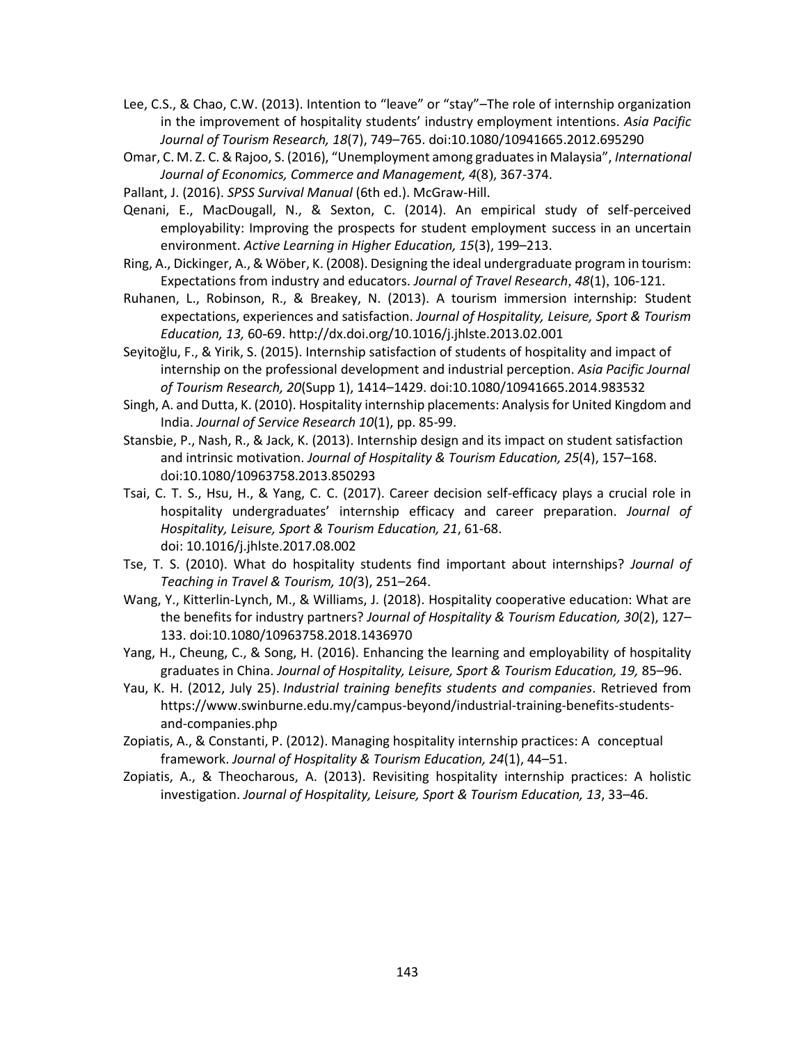Lee, C.S., & Chao, C.W. (2013). Intention to "leave" or "stay"–The role of internship organization in the improvement of hospitality students' industry employment intentions. *Asia Pacific Journal of Tourism Research, 18*(7), 749–765. doi:10.1080/10941665.2012.695290

Omar, C. M. Z. C. & Rajoo, S. (2016), "Unemployment among graduates in Malaysia", *International Journal of Economics, Commerce and Management, 4*(8), 367-374.

Pallant, J. (2016). *SPSS Survival Manual* (6th ed.). McGraw-Hill.

Qenani, E., MacDougall, N., & Sexton, C. (2014). An empirical study of self-perceived employability: Improving the prospects for student employment success in an uncertain environment. *Active Learning in Higher Education, 15*(3), 199–213.

Ring, A., Dickinger, A., & Wöber, K. (2008). Designing the ideal undergraduate program in tourism: Expectations from industry and educators. *Journal of Travel Research*, *48*(1), 106-121.

Ruhanen, L., Robinson, R., & Breakey, N. (2013). A tourism immersion internship: Student expectations, experiences and satisfaction. *Journal of Hospitality, Leisure, Sport & Tourism Education, 13,* 60-69. http://dx.doi.org/10.1016/j.jhlste.2013.02.001

Seyitoğlu, F., & Yirik, S. (2015). Internship satisfaction of students of hospitality and impact of internship on the professional development and industrial perception. *Asia Pacific Journal of Tourism Research, 20*(Supp 1), 1414–1429. doi:10.1080/10941665.2014.983532

Singh, A. and Dutta, K. (2010). Hospitality internship placements: Analysis for United Kingdom and India. *Journal of Service Research 10*(1), pp. 85-99.

Stansbie, P., Nash, R., & Jack, K. (2013). Internship design and its impact on student satisfaction and intrinsic motivation. *Journal of Hospitality & Tourism Education, 25*(4), 157–168. doi:10.1080/10963758.2013.850293

Tsai, C. T. S., Hsu, H., & Yang, C. C. (2017). Career decision self-efficacy plays a crucial role in hospitality undergraduates' internship efficacy and career preparation. *Journal of Hospitality, Leisure, Sport & Tourism Education, 21*, 61-68. doi: 10.1016/j.jhlste.2017.08.002

Tse, T. S. (2010). What do hospitality students find important about internships? *Journal of Teaching in Travel & Tourism, 10(*3), 251–264.

Wang, Y., Kitterlin-Lynch, M., & Williams, J. (2018). Hospitality cooperative education: What are the benefits for industry partners? *Journal of Hospitality & Tourism Education, 30*(2), 127–133. doi:10.1080/10963758.2018.1436970

Yang, H., Cheung, C., & Song, H. (2016). Enhancing the learning and employability of hospitality graduates in China. *Journal of Hospitality, Leisure, Sport & Tourism Education, 19,* 85–96.

Yau, K. H. (2012, July 25). *Industrial training benefits students and companies*. Retrieved from https://www.swinburne.edu.my/campus-beyond/industrial-training-benefits-students-and-companies.php

Zopiatis, A., & Constanti, P. (2012). Managing hospitality internship practices: A conceptual framework. *Journal of Hospitality & Tourism Education, 24*(1), 44–51.

Zopiatis, A., & Theocharous, A. (2013). Revisiting hospitality internship practices: A holistic investigation. *Journal of Hospitality, Leisure, Sport & Tourism Education, 13*, 33–46.